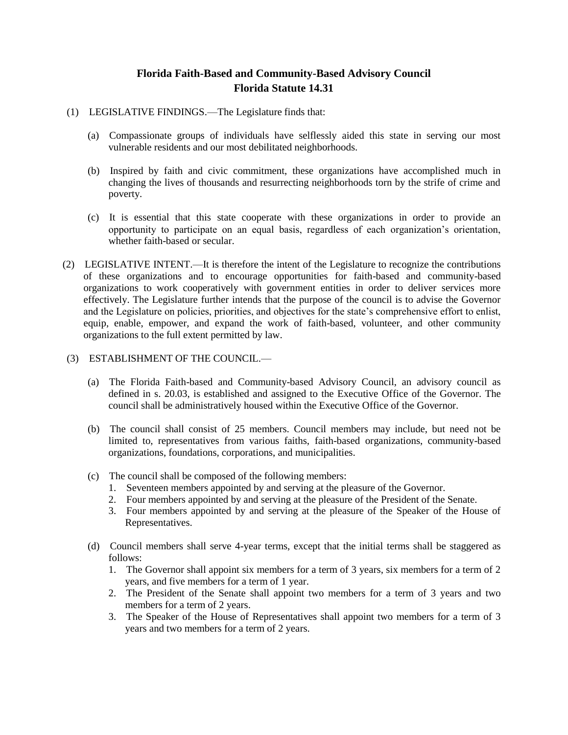# Florida Faith-Based and Community-Based Advisory Council
## Florida Statute 14.31

(1) LEGISLATIVE FINDINGS.—The Legislature finds that:

(a) Compassionate groups of individuals have selflessly aided this state in serving our most vulnerable residents and our most debilitated neighborhoods.

(b) Inspired by faith and civic commitment, these organizations have accomplished much in changing the lives of thousands and resurrecting neighborhoods torn by the strife of crime and poverty.

(c) It is essential that this state cooperate with these organizations in order to provide an opportunity to participate on an equal basis, regardless of each organization's orientation, whether faith-based or secular.

(2) LEGISLATIVE INTENT.—It is therefore the intent of the Legislature to recognize the contributions of these organizations and to encourage opportunities for faith-based and community-based organizations to work cooperatively with government entities in order to deliver services more effectively. The Legislature further intends that the purpose of the council is to advise the Governor and the Legislature on policies, priorities, and objectives for the state's comprehensive effort to enlist, equip, enable, empower, and expand the work of faith-based, volunteer, and other community organizations to the full extent permitted by law.

(3) ESTABLISHMENT OF THE COUNCIL.—

(a) The Florida Faith-based and Community-based Advisory Council, an advisory council as defined in s. 20.03, is established and assigned to the Executive Office of the Governor. The council shall be administratively housed within the Executive Office of the Governor.

(b) The council shall consist of 25 members. Council members may include, but need not be limited to, representatives from various faiths, faith-based organizations, community-based organizations, foundations, corporations, and municipalities.

(c) The council shall be composed of the following members:

1. Seventeen members appointed by and serving at the pleasure of the Governor.
2. Four members appointed by and serving at the pleasure of the President of the Senate.
3. Four members appointed by and serving at the pleasure of the Speaker of the House of Representatives.

(d) Council members shall serve 4-year terms, except that the initial terms shall be staggered as follows:

1. The Governor shall appoint six members for a term of 3 years, six members for a term of 2 years, and five members for a term of 1 year.
2. The President of the Senate shall appoint two members for a term of 3 years and two members for a term of 2 years.
3. The Speaker of the House of Representatives shall appoint two members for a term of 3 years and two members for a term of 2 years.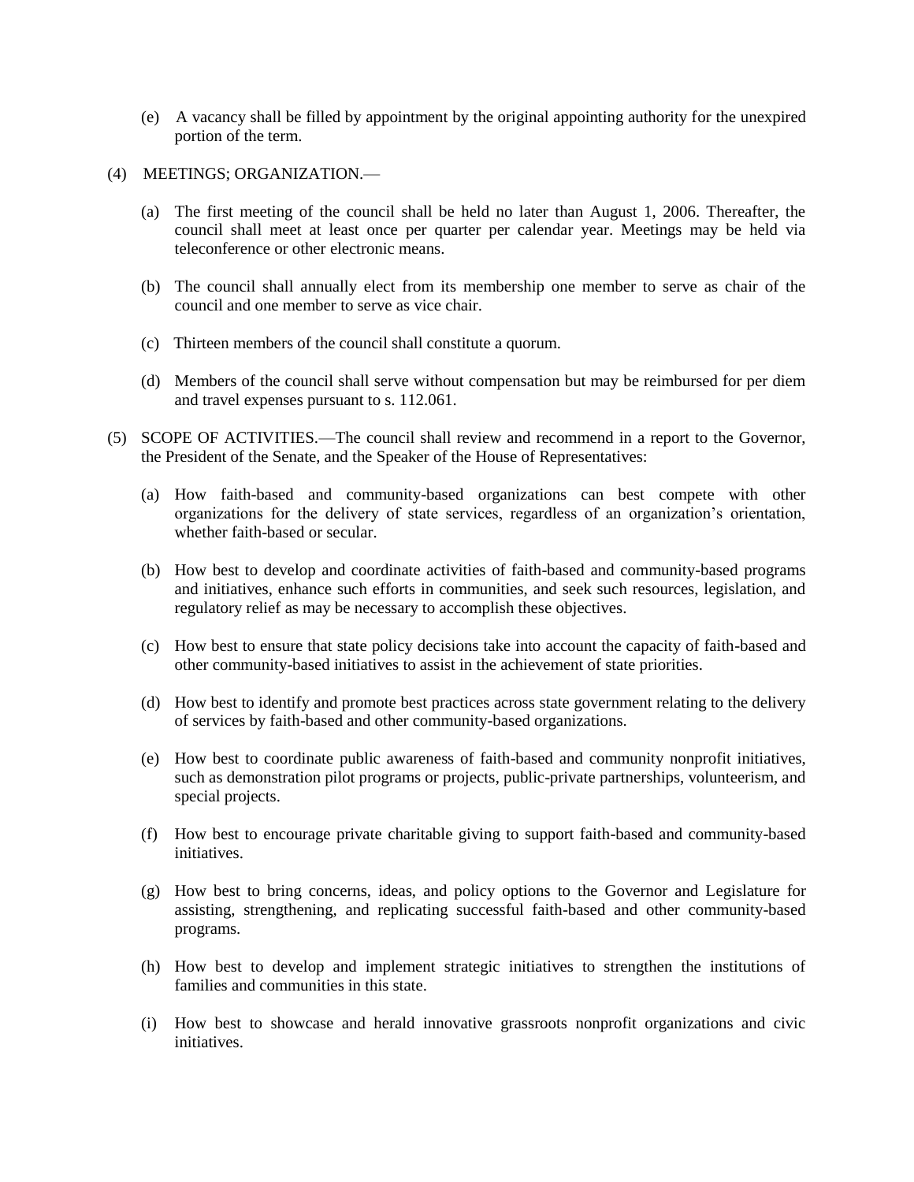(e) A vacancy shall be filled by appointment by the original appointing authority for the unexpired portion of the term.

(4) MEETINGS; ORGANIZATION.—

(a) The first meeting of the council shall be held no later than August 1, 2006. Thereafter, the council shall meet at least once per quarter per calendar year. Meetings may be held via teleconference or other electronic means.

(b) The council shall annually elect from its membership one member to serve as chair of the council and one member to serve as vice chair.

(c) Thirteen members of the council shall constitute a quorum.

(d) Members of the council shall serve without compensation but may be reimbursed for per diem and travel expenses pursuant to s. 112.061.

(5) SCOPE OF ACTIVITIES.—The council shall review and recommend in a report to the Governor, the President of the Senate, and the Speaker of the House of Representatives:

(a) How faith-based and community-based organizations can best compete with other organizations for the delivery of state services, regardless of an organization's orientation, whether faith-based or secular.

(b) How best to develop and coordinate activities of faith-based and community-based programs and initiatives, enhance such efforts in communities, and seek such resources, legislation, and regulatory relief as may be necessary to accomplish these objectives.

(c) How best to ensure that state policy decisions take into account the capacity of faith-based and other community-based initiatives to assist in the achievement of state priorities.

(d) How best to identify and promote best practices across state government relating to the delivery of services by faith-based and other community-based organizations.

(e) How best to coordinate public awareness of faith-based and community nonprofit initiatives, such as demonstration pilot programs or projects, public-private partnerships, volunteerism, and special projects.

(f) How best to encourage private charitable giving to support faith-based and community-based initiatives.

(g) How best to bring concerns, ideas, and policy options to the Governor and Legislature for assisting, strengthening, and replicating successful faith-based and other community-based programs.

(h) How best to develop and implement strategic initiatives to strengthen the institutions of families and communities in this state.

(i) How best to showcase and herald innovative grassroots nonprofit organizations and civic initiatives.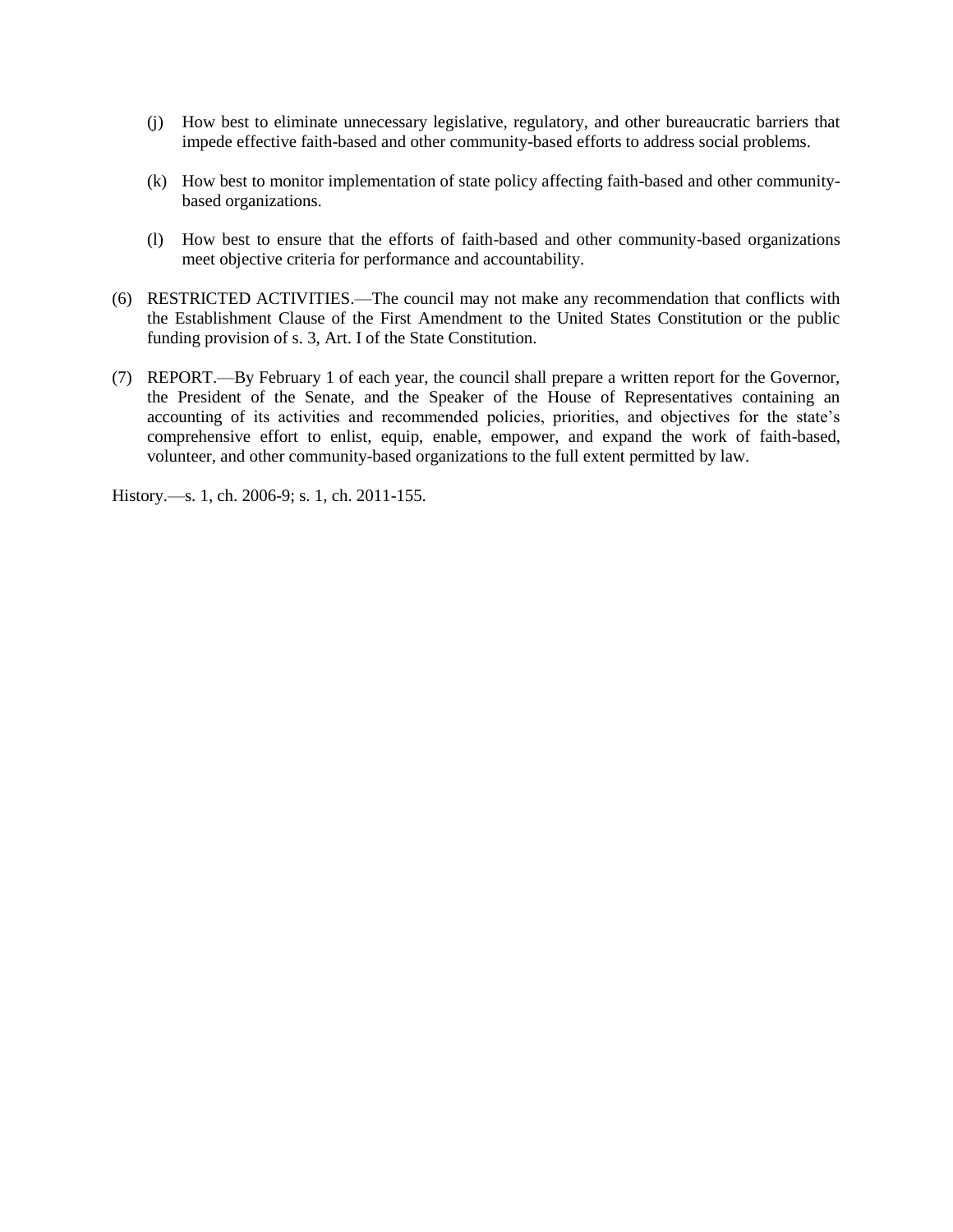(j) How best to eliminate unnecessary legislative, regulatory, and other bureaucratic barriers that impede effective faith-based and other community-based efforts to address social problems.

(k) How best to monitor implementation of state policy affecting faith-based and other community-based organizations.

(l) How best to ensure that the efforts of faith-based and other community-based organizations meet objective criteria for performance and accountability.

(6) RESTRICTED ACTIVITIES.—The council may not make any recommendation that conflicts with the Establishment Clause of the First Amendment to the United States Constitution or the public funding provision of s. 3, Art. I of the State Constitution.

(7) REPORT.—By February 1 of each year, the council shall prepare a written report for the Governor, the President of the Senate, and the Speaker of the House of Representatives containing an accounting of its activities and recommended policies, priorities, and objectives for the state's comprehensive effort to enlist, equip, enable, empower, and expand the work of faith-based, volunteer, and other community-based organizations to the full extent permitted by law.

History.—s. 1, ch. 2006-9; s. 1, ch. 2011-155.